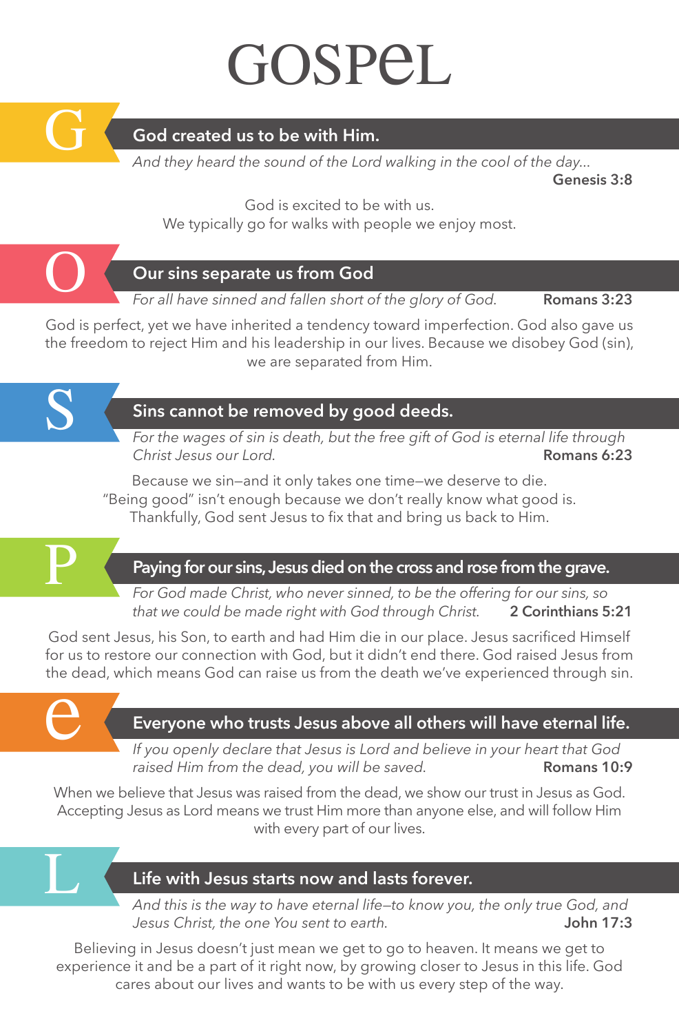# GOSPEL

## G — God created us to be with Him.

*And they heard the sound of the Lord walking in the cool of the day...*
**Genesis 3:8**

God is excited to be with us.
We typically go for walks with people we enjoy most.

## O — Our sins separate us from God

*For all have sinned and fallen short of the glory of God.* **Romans 3:23**

God is perfect, yet we have inherited a tendency toward imperfection. God also gave us the freedom to reject Him and his leadership in our lives. Because we disobey God (sin), we are separated from Him.

## S — Sins cannot be removed by good deeds.

*For the wages of sin is death, but the free gift of God is eternal life through Christ Jesus our Lord.* **Romans 6:23**

Because we sin—and it only takes one time—we deserve to die.
"Being good" isn't enough because we don't really know what good is.
Thankfully, God sent Jesus to fix that and bring us back to Him.

## P — Paying for our sins, Jesus died on the cross and rose from the grave.

*For God made Christ, who never sinned, to be the offering for our sins, so that we could be made right with God through Christ.* **2 Corinthians 5:21**

God sent Jesus, his Son, to earth and had Him die in our place. Jesus sacrificed Himself for us to restore our connection with God, but it didn't end there. God raised Jesus from the dead, which means God can raise us from the death we've experienced through sin.

## e — Everyone who trusts Jesus above all others will have eternal life.

*If you openly declare that Jesus is Lord and believe in your heart that God raised Him from the dead, you will be saved.* **Romans 10:9**

When we believe that Jesus was raised from the dead, we show our trust in Jesus as God. Accepting Jesus as Lord means we trust Him more than anyone else, and will follow Him with every part of our lives.

## L — Life with Jesus starts now and lasts forever.

*And this is the way to have eternal life—to know you, the only true God, and Jesus Christ, the one You sent to earth.* **John 17:3**

Believing in Jesus doesn't just mean we get to go to heaven. It means we get to experience it and be a part of it right now, by growing closer to Jesus in this life. God cares about our lives and wants to be with us every step of the way.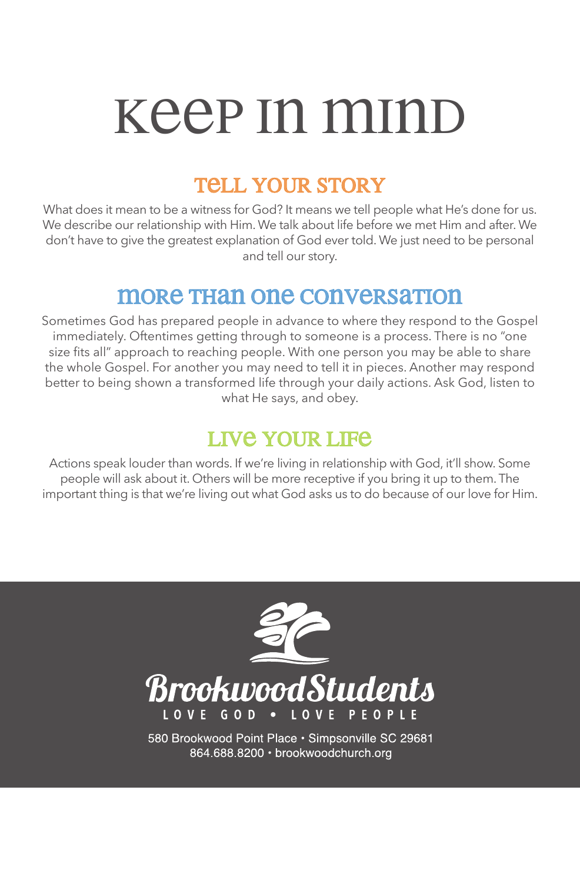# Keep in Mind

## Tell Your Story

What does it mean to be a witness for God? It means we tell people what He's done for us. We describe our relationship with Him. We talk about life before we met Him and after. We don't have to give the greatest explanation of God ever told. We just need to be personal and tell our story.

## More Than One Conversation

Sometimes God has prepared people in advance to where they respond to the Gospel immediately. Oftentimes getting through to someone is a process. There is no "one size fits all" approach to reaching people. With one person you may be able to share the whole Gospel. For another you may need to tell it in pieces. Another may respond better to being shown a transformed life through your daily actions. Ask God, listen to what He says, and obey.

## Live Your Life

Actions speak louder than words. If we're living in relationship with God, it'll show. Some people will ask about it. Others will be more receptive if you bring it up to them. The important thing is that we're living out what God asks us to do because of our love for Him.

BrookwoodStudents

LOVE GOD • LOVE PEOPLE

580 Brookwood Point Place • Simpsonville SC 29681
864.688.8200 • brookwoodchurch.org